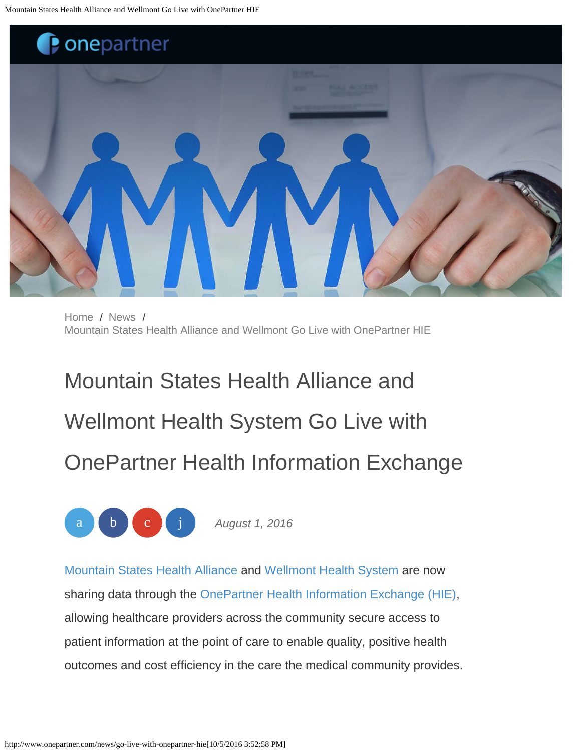onepartner

Home / News / Mountain States Health Alliance and Wellmont Go Live with OnePartner HIE

# Mountain States Health Alliance and Wellmont Health System Go Live with OnePartner Health Information Exchange

a b c j *August 1, 2016*

Mountain States Health Alliance and Wellmont Health System are now sharing data through the OnePartner Health Information Exchange (HIE), allowing healthcare providers across the community secure access to patient information at the point of care to enable quality, positive health outcomes and cost efficiency in the care the medical community provides.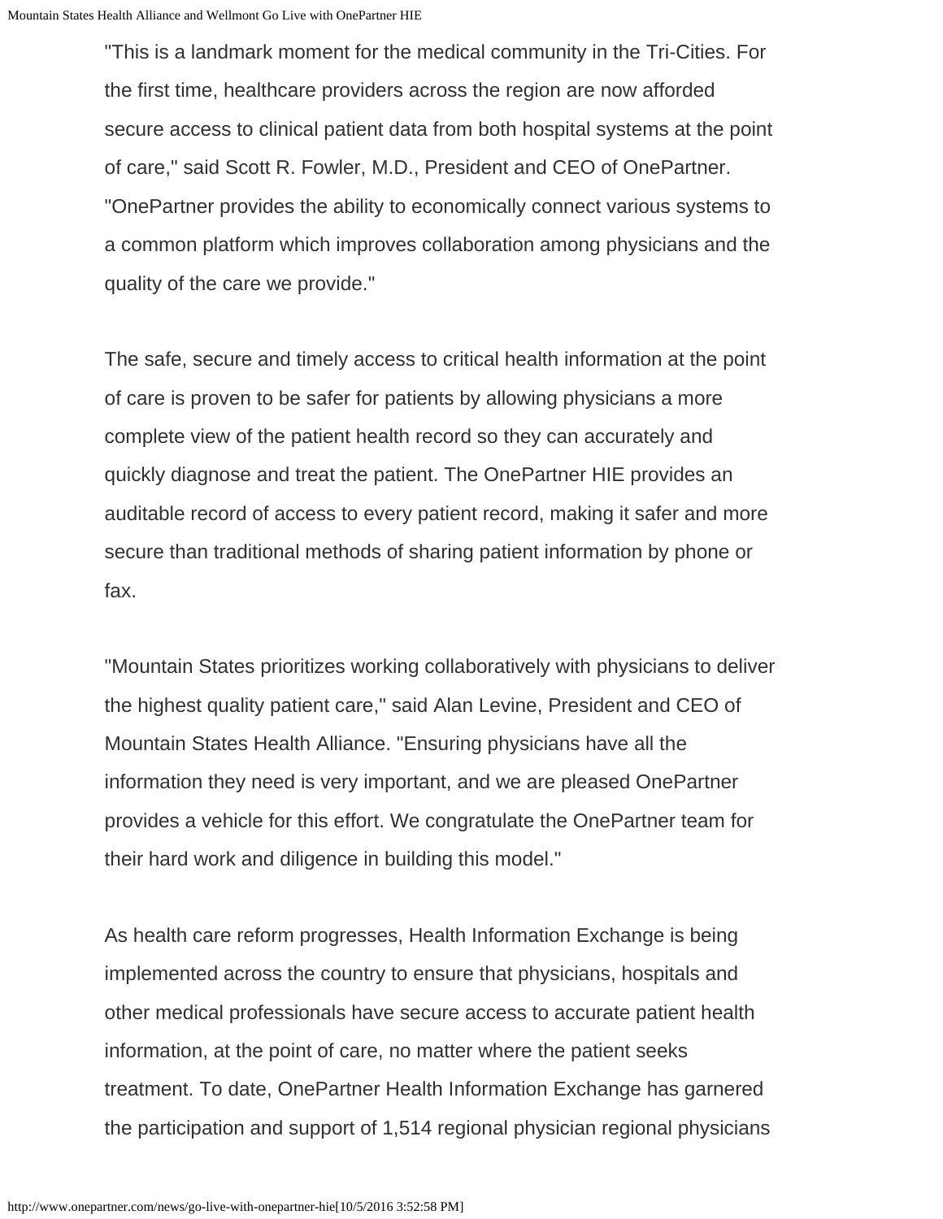"This is a landmark moment for the medical community in the Tri-Cities. For the first time, healthcare providers across the region are now afforded secure access to clinical patient data from both hospital systems at the point of care," said Scott R. Fowler, M.D., President and CEO of OnePartner. "OnePartner provides the ability to economically connect various systems to a common platform which improves collaboration among physicians and the quality of the care we provide."

The safe, secure and timely access to critical health information at the point of care is proven to be safer for patients by allowing physicians a more complete view of the patient health record so they can accurately and quickly diagnose and treat the patient. The OnePartner HIE provides an auditable record of access to every patient record, making it safer and more secure than traditional methods of sharing patient information by phone or fax.

"Mountain States prioritizes working collaboratively with physicians to deliver the highest quality patient care," said Alan Levine, President and CEO of Mountain States Health Alliance. "Ensuring physicians have all the information they need is very important, and we are pleased OnePartner provides a vehicle for this effort. We congratulate the OnePartner team for their hard work and diligence in building this model."

As health care reform progresses, Health Information Exchange is being implemented across the country to ensure that physicians, hospitals and other medical professionals have secure access to accurate patient health information, at the point of care, no matter where the patient seeks treatment. To date, OnePartner Health Information Exchange has garnered the participation and support of 1,514 regional physician regional physicians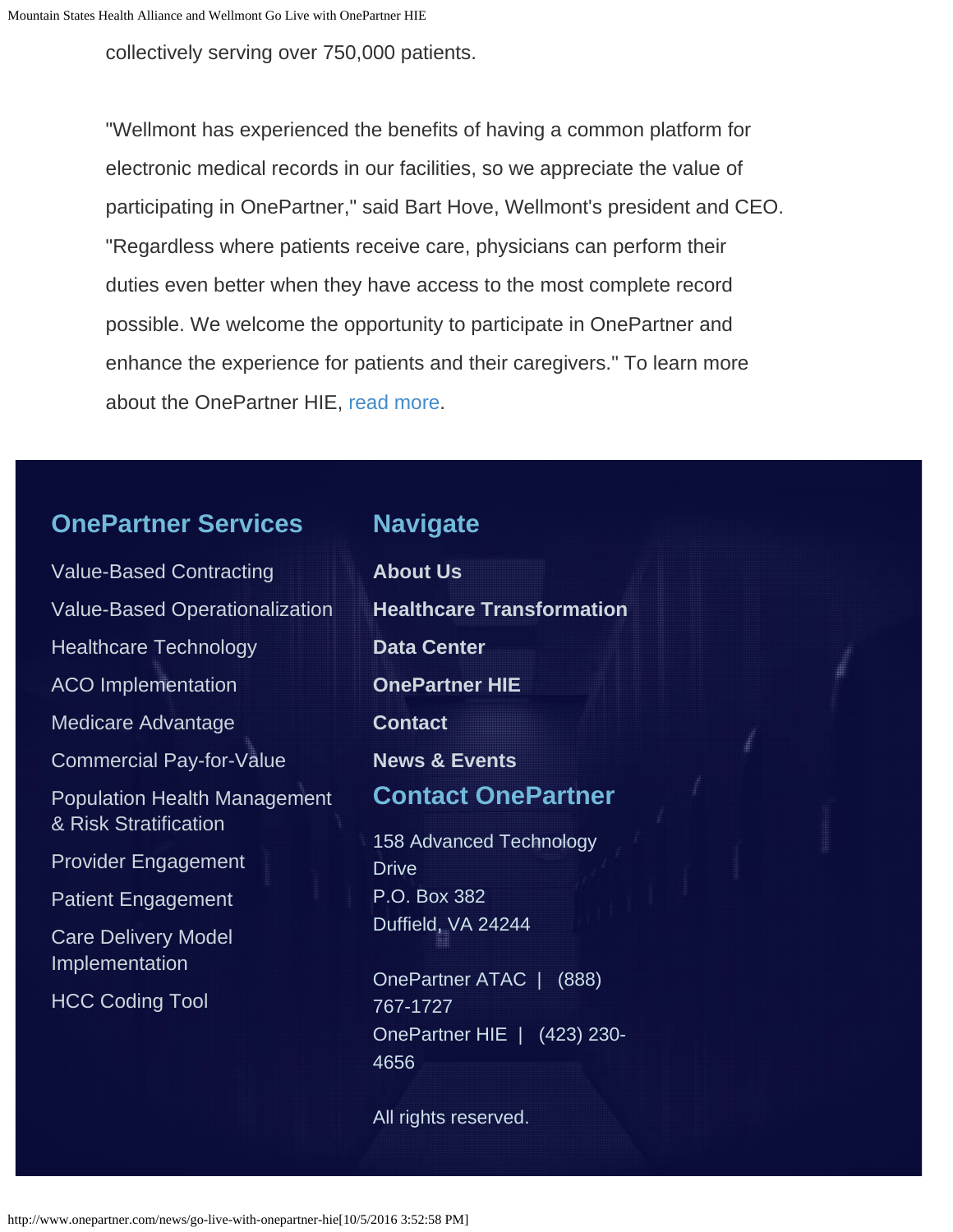collectively serving over 750,000 patients.

"Wellmont has experienced the benefits of having a common platform for electronic medical records in our facilities, so we appreciate the value of participating in OnePartner," said Bart Hove, Wellmont's president and CEO. "Regardless where patients receive care, physicians can perform their duties even better when they have access to the most complete record possible. We welcome the opportunity to participate in OnePartner and enhance the experience for patients and their caregivers." To learn more about the OnePartner HIE, read more.

## OnePartner Services

- Value-Based Contracting
- Value-Based Operationalization
- Healthcare Technology
- ACO Implementation
- Medicare Advantage
- Commercial Pay-for-Value
- Population Health Management & Risk Stratification
- Provider Engagement
- Patient Engagement
- Care Delivery Model Implementation
- HCC Coding Tool

## Navigate

- **About Us**
- **Healthcare Transformation**
- **Data Center**
- **OnePartner HIE**
- **Contact**
- **News & Events**

## Contact OnePartner

158 Advanced Technology Drive
P.O. Box 382
Duffield, VA 24244

OnePartner ATAC | (888) 767-1727
OnePartner HIE | (423) 230-4656

All rights reserved.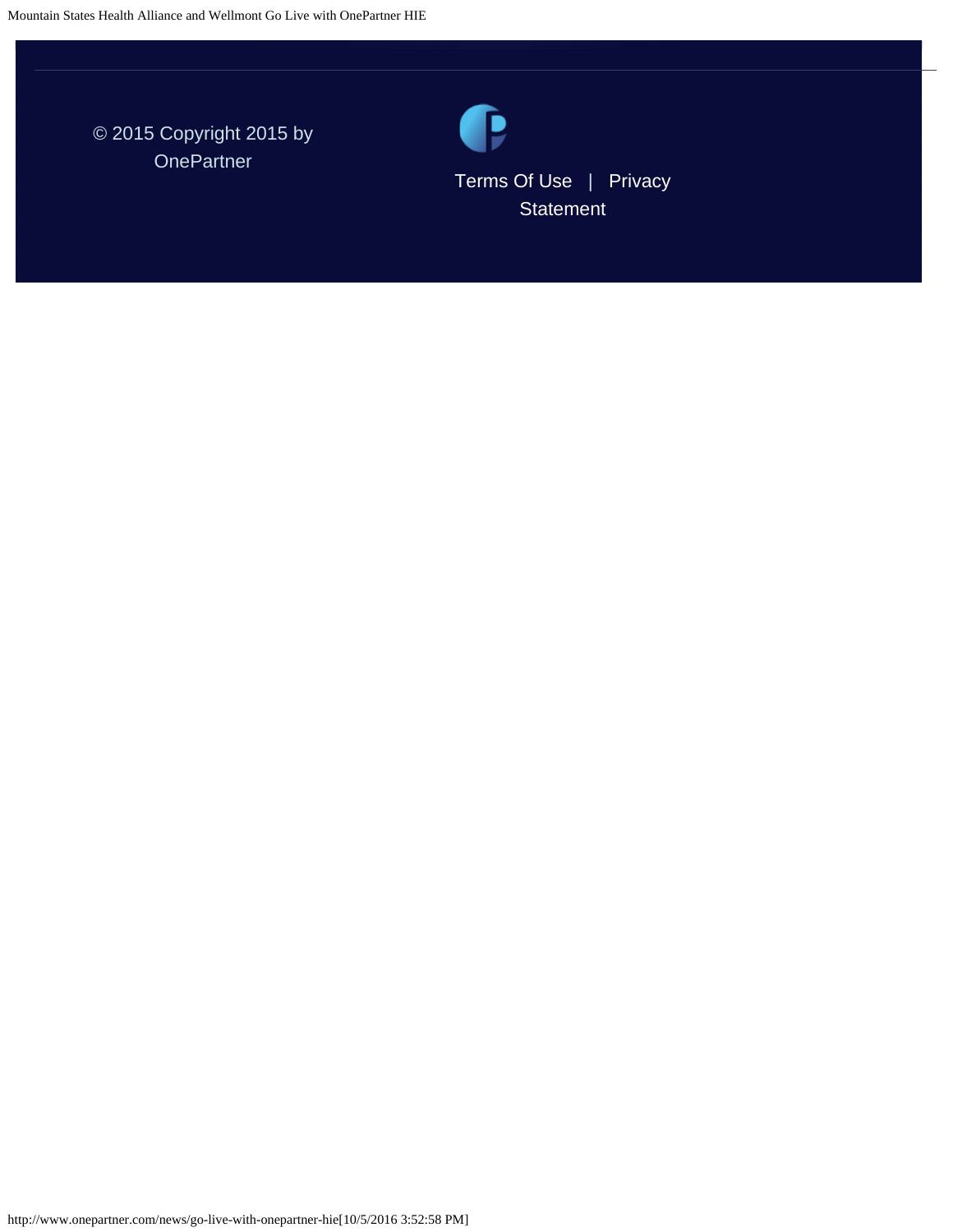© 2015 Copyright 2015 by OnePartner

Terms Of Use | Privacy Statement